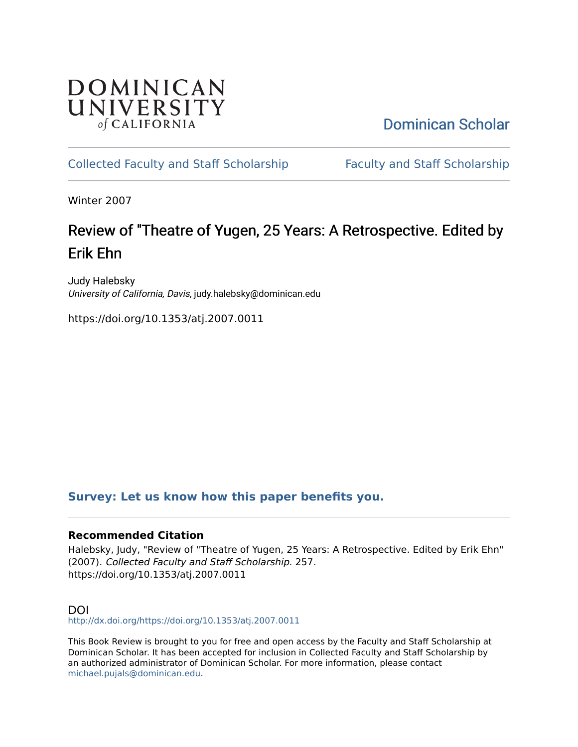DOMINICAN UNIVERSITY *of* CALIFORNIA

Dominican Scholar

Collected Faculty and Staff Scholarship | Faculty and Staff Scholarship

Winter 2007

# Review of "Theatre of Yugen, 25 Years: A Retrospective. Edited by Erik Ehn

Judy Halebsky
*University of California, Davis*, judy.halebsky@dominican.edu

https://doi.org/10.1353/atj.2007.0011

**Survey: Let us know how this paper benefits you.**

### Recommended Citation

Halebsky, Judy, "Review of "Theatre of Yugen, 25 Years: A Retrospective. Edited by Erik Ehn" (2007). *Collected Faculty and Staff Scholarship*. 257.
https://doi.org/10.1353/atj.2007.0011

DOI
http://dx.doi.org/https://doi.org/10.1353/atj.2007.0011

This Book Review is brought to you for free and open access by the Faculty and Staff Scholarship at Dominican Scholar. It has been accepted for inclusion in Collected Faculty and Staff Scholarship by an authorized administrator of Dominican Scholar. For more information, please contact michael.pujals@dominican.edu.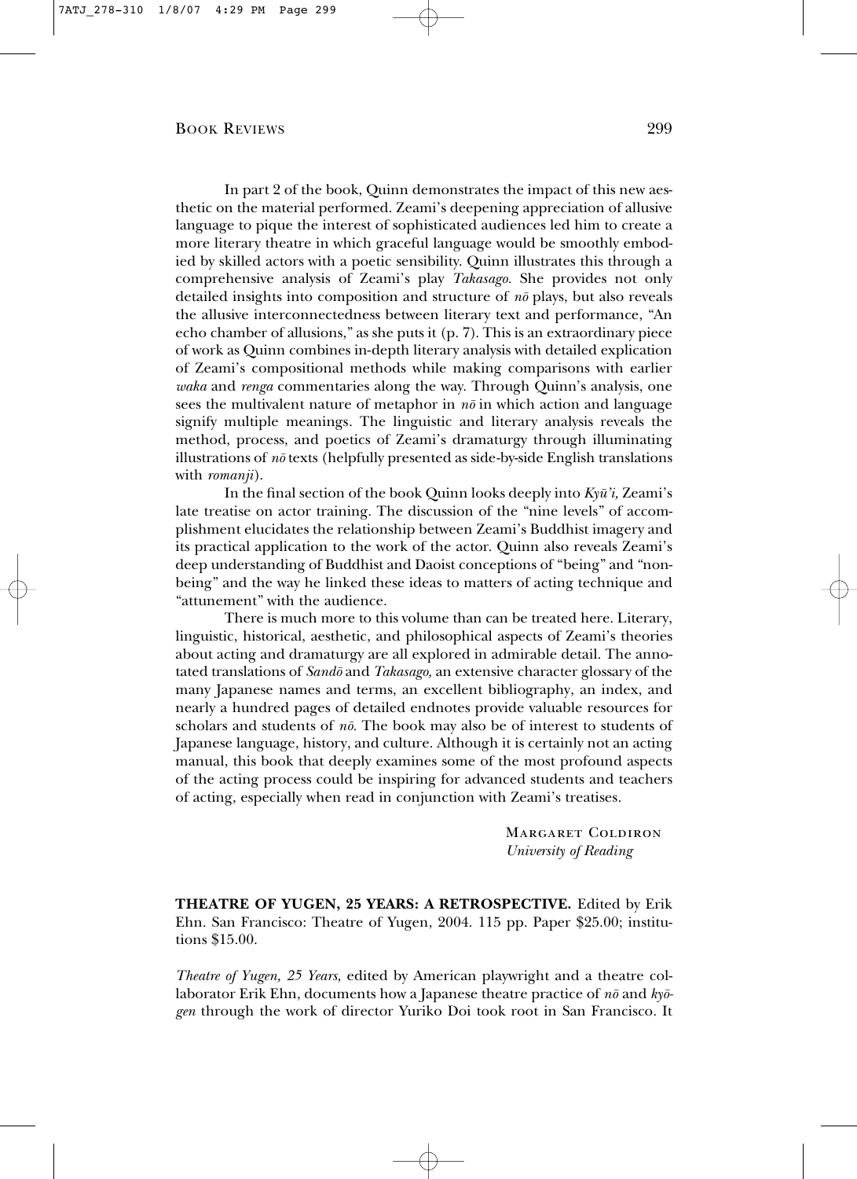In part 2 of the book, Quinn demonstrates the impact of this new aesthetic on the material performed. Zeami's deepening appreciation of allusive language to pique the interest of sophisticated audiences led him to create a more literary theatre in which graceful language would be smoothly embodied by skilled actors with a poetic sensibility. Quinn illustrates this through a comprehensive analysis of Zeami's play *Takasago.* She provides not only detailed insights into composition and structure of *nō* plays, but also reveals the allusive interconnectedness between literary text and performance, "An echo chamber of allusions," as she puts it (p. 7). This is an extraordinary piece of work as Quinn combines in-depth literary analysis with detailed explication of Zeami's compositional methods while making comparisons with earlier *waka* and *renga* commentaries along the way. Through Quinn's analysis, one sees the multivalent nature of metaphor in *nō* in which action and language signify multiple meanings. The linguistic and literary analysis reveals the method, process, and poetics of Zeami's dramaturgy through illuminating illustrations of *nō* texts (helpfully presented as side-by-side English translations with *romanji*).

In the final section of the book Quinn looks deeply into *Kyū'i,* Zeami's late treatise on actor training. The discussion of the "nine levels" of accomplishment elucidates the relationship between Zeami's Buddhist imagery and its practical application to the work of the actor. Quinn also reveals Zeami's deep understanding of Buddhist and Daoist conceptions of "being" and "nonbeing" and the way he linked these ideas to matters of acting technique and "attunement" with the audience.

There is much more to this volume than can be treated here. Literary, linguistic, historical, aesthetic, and philosophical aspects of Zeami's theories about acting and dramaturgy are all explored in admirable detail. The annotated translations of *Sandō* and *Takasago,* an extensive character glossary of the many Japanese names and terms, an excellent bibliography, an index, and nearly a hundred pages of detailed endnotes provide valuable resources for scholars and students of *nō*. The book may also be of interest to students of Japanese language, history, and culture. Although it is certainly not an acting manual, this book that deeply examines some of the most profound aspects of the acting process could be inspiring for advanced students and teachers of acting, especially when read in conjunction with Zeami's treatises.

Margaret Coldiron
*University of Reading*

**THEATRE OF YUGEN, 25 YEARS: A RETROSPECTIVE.** Edited by Erik Ehn. San Francisco: Theatre of Yugen, 2004. 115 pp. Paper $25.00; institutions $15.00.

*Theatre of Yugen, 25 Years,* edited by American playwright and a theatre collaborator Erik Ehn, documents how a Japanese theatre practice of *nō* and *kyōgen* through the work of director Yuriko Doi took root in San Francisco. It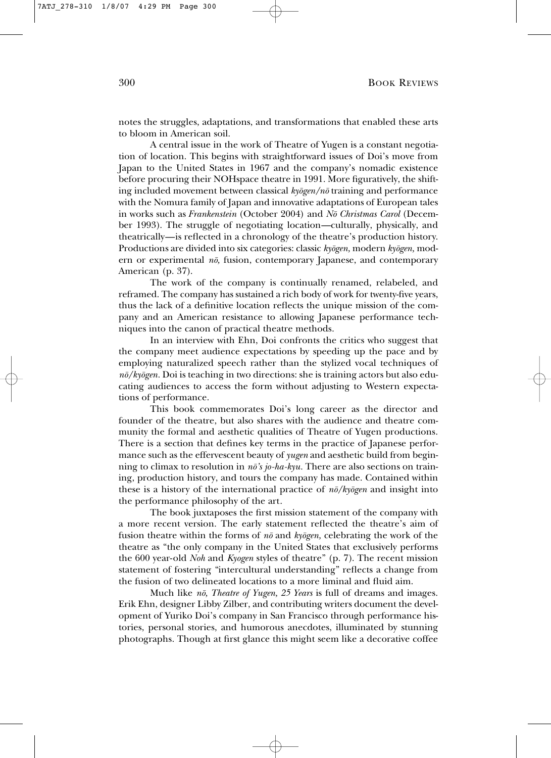notes the struggles, adaptations, and transformations that enabled these arts to bloom in American soil.

A central issue in the work of Theatre of Yugen is a constant negotiation of location. This begins with straightforward issues of Doi's move from Japan to the United States in 1967 and the company's nomadic existence before procuring their NOHspace theatre in 1991. More figuratively, the shifting included movement between classical *kyōgen/nō* training and performance with the Nomura family of Japan and innovative adaptations of European tales in works such as *Frankenstein* (October 2004) and *Nō Christmas Carol* (December 1993). The struggle of negotiating location—culturally, physically, and theatrically—is reflected in a chronology of the theatre's production history. Productions are divided into six categories: classic *kyōgen,* modern *kyōgen,* modern or experimental *nō,* fusion, contemporary Japanese, and contemporary American (p. 37).

The work of the company is continually renamed, relabeled, and reframed. The company has sustained a rich body of work for twenty-five years, thus the lack of a definitive location reflects the unique mission of the company and an American resistance to allowing Japanese performance techniques into the canon of practical theatre methods.

In an interview with Ehn, Doi confronts the critics who suggest that the company meet audience expectations by speeding up the pace and by employing naturalized speech rather than the stylized vocal techniques of *nō/kyōgen.* Doi is teaching in two directions: she is training actors but also educating audiences to access the form without adjusting to Western expectations of performance.

This book commemorates Doi's long career as the director and founder of the theatre, but also shares with the audience and theatre community the formal and aesthetic qualities of Theatre of Yugen productions. There is a section that defines key terms in the practice of Japanese performance such as the effervescent beauty of *yugen* and aesthetic build from beginning to climax to resolution in *nō's jo-ha-kyu.* There are also sections on training, production history, and tours the company has made. Contained within these is a history of the international practice of *nō/kyōgen* and insight into the performance philosophy of the art.

The book juxtaposes the first mission statement of the company with a more recent version. The early statement reflected the theatre's aim of fusion theatre within the forms of *nō* and *kyōgen,* celebrating the work of the theatre as "the only company in the United States that exclusively performs the 600 year-old *Noh* and *Kyogen* styles of theatre" (p. 7). The recent mission statement of fostering "intercultural understanding" reflects a change from the fusion of two delineated locations to a more liminal and fluid aim.

Much like *nō, Theatre of Yugen, 25 Years* is full of dreams and images. Erik Ehn, designer Libby Zilber, and contributing writers document the development of Yuriko Doi's company in San Francisco through performance histories, personal stories, and humorous anecdotes, illuminated by stunning photographs. Though at first glance this might seem like a decorative coffee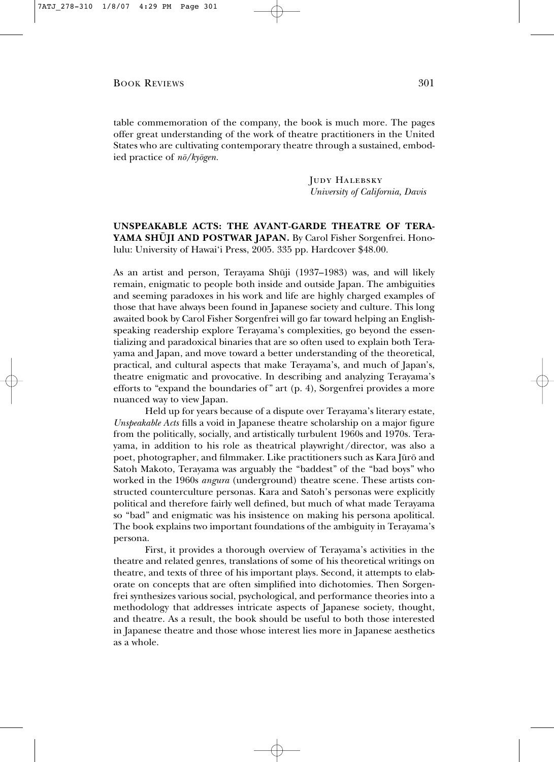table commemoration of the company, the book is much more. The pages offer great understanding of the work of theatre practitioners in the United States who are cultivating contemporary theatre through a sustained, embodied practice of *nō/kyōgen*.

Judy Halebsky
*University of California, Davis*

**UNSPEAKABLE ACTS: THE AVANT-GARDE THEATRE OF TERAYAMA SHŪJI AND POSTWAR JAPAN.** By Carol Fisher Sorgenfrei. Honolulu: University of Hawai'i Press, 2005. 335 pp. Hardcover $48.00.

As an artist and person, Terayama Shūji (1937–1983) was, and will likely remain, enigmatic to people both inside and outside Japan. The ambiguities and seeming paradoxes in his work and life are highly charged examples of those that have always been found in Japanese society and culture. This long awaited book by Carol Fisher Sorgenfrei will go far toward helping an English-speaking readership explore Terayama's complexities, go beyond the essentializing and paradoxical binaries that are so often used to explain both Terayama and Japan, and move toward a better understanding of the theoretical, practical, and cultural aspects that make Terayama's, and much of Japan's, theatre enigmatic and provocative. In describing and analyzing Terayama's efforts to "expand the boundaries of" art (p. 4), Sorgenfrei provides a more nuanced way to view Japan.

Held up for years because of a dispute over Terayama's literary estate, *Unspeakable Acts* fills a void in Japanese theatre scholarship on a major figure from the politically, socially, and artistically turbulent 1960s and 1970s. Terayama, in addition to his role as theatrical playwright/director, was also a poet, photographer, and filmmaker. Like practitioners such as Kara Jūrō and Satoh Makoto, Terayama was arguably the "baddest" of the "bad boys" who worked in the 1960s *angura* (underground) theatre scene. These artists constructed counterculture personas. Kara and Satoh's personas were explicitly political and therefore fairly well defined, but much of what made Terayama so "bad" and enigmatic was his insistence on making his persona apolitical. The book explains two important foundations of the ambiguity in Terayama's persona.

First, it provides a thorough overview of Terayama's activities in the theatre and related genres, translations of some of his theoretical writings on theatre, and texts of three of his important plays. Second, it attempts to elaborate on concepts that are often simplified into dichotomies. Then Sorgenfrei synthesizes various social, psychological, and performance theories into a methodology that addresses intricate aspects of Japanese society, thought, and theatre. As a result, the book should be useful to both those interested in Japanese theatre and those whose interest lies more in Japanese aesthetics as a whole.